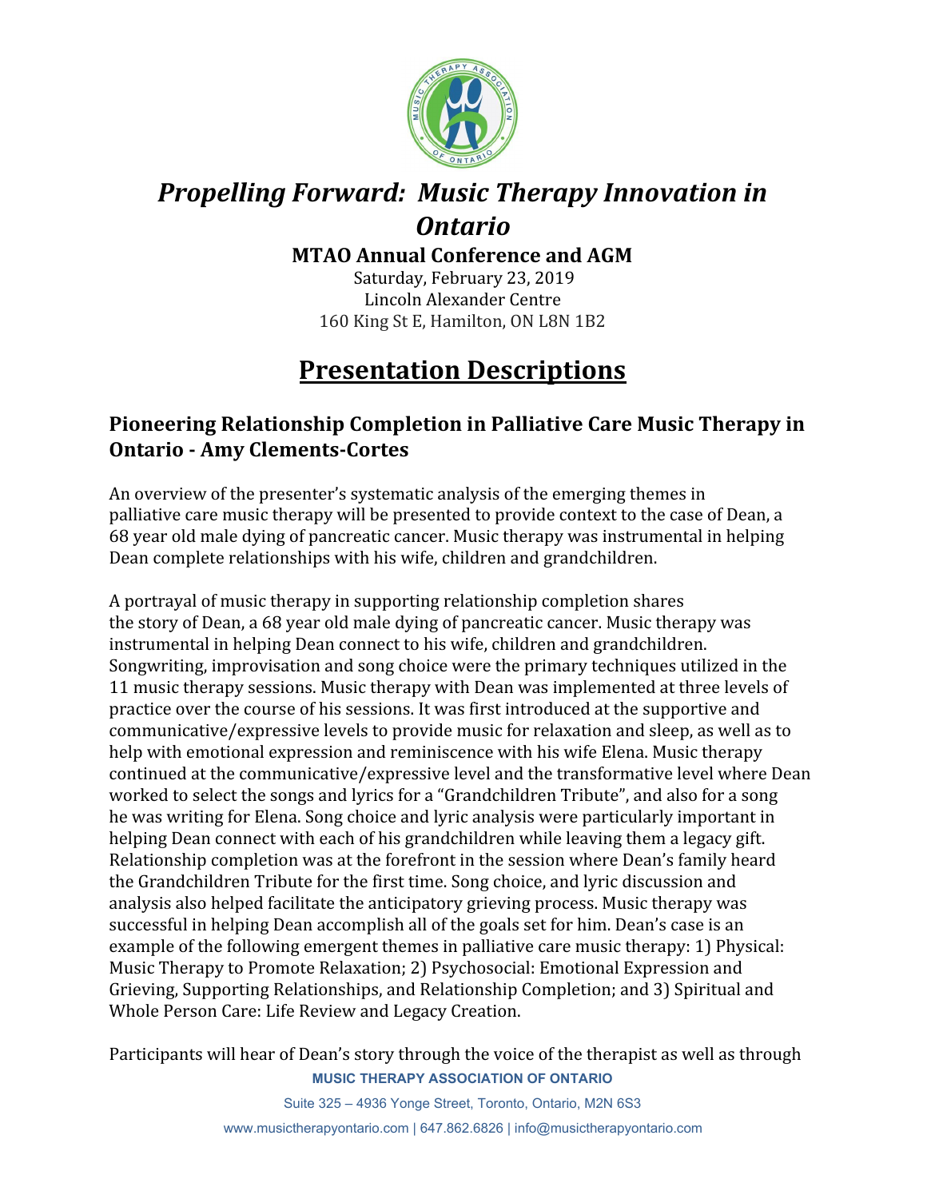# *Propelling Forward: Music Therapy Innovation in Ontario*

**MTAO Annual Conference and AGM**

Saturday, February 23, 2019
Lincoln Alexander Centre
160 King St E, Hamilton, ON L8N 1B2

# Presentation Descriptions

## Pioneering Relationship Completion in Palliative Care Music Therapy in Ontario - Amy Clements-Cortes

An overview of the presenter's systematic analysis of the emerging themes in palliative care music therapy will be presented to provide context to the case of Dean, a 68 year old male dying of pancreatic cancer. Music therapy was instrumental in helping Dean complete relationships with his wife, children and grandchildren.

A portrayal of music therapy in supporting relationship completion shares the story of Dean, a 68 year old male dying of pancreatic cancer. Music therapy was instrumental in helping Dean connect to his wife, children and grandchildren. Songwriting, improvisation and song choice were the primary techniques utilized in the 11 music therapy sessions. Music therapy with Dean was implemented at three levels of practice over the course of his sessions. It was first introduced at the supportive and communicative/expressive levels to provide music for relaxation and sleep, as well as to help with emotional expression and reminiscence with his wife Elena. Music therapy continued at the communicative/expressive level and the transformative level where Dean worked to select the songs and lyrics for a "Grandchildren Tribute", and also for a song he was writing for Elena. Song choice and lyric analysis were particularly important in helping Dean connect with each of his grandchildren while leaving them a legacy gift. Relationship completion was at the forefront in the session where Dean's family heard the Grandchildren Tribute for the first time. Song choice, and lyric discussion and analysis also helped facilitate the anticipatory grieving process. Music therapy was successful in helping Dean accomplish all of the goals set for him. Dean's case is an example of the following emergent themes in palliative care music therapy: 1) Physical: Music Therapy to Promote Relaxation; 2) Psychosocial: Emotional Expression and Grieving, Supporting Relationships, and Relationship Completion; and 3) Spiritual and Whole Person Care: Life Review and Legacy Creation.

Participants will hear of Dean's story through the voice of the therapist as well as through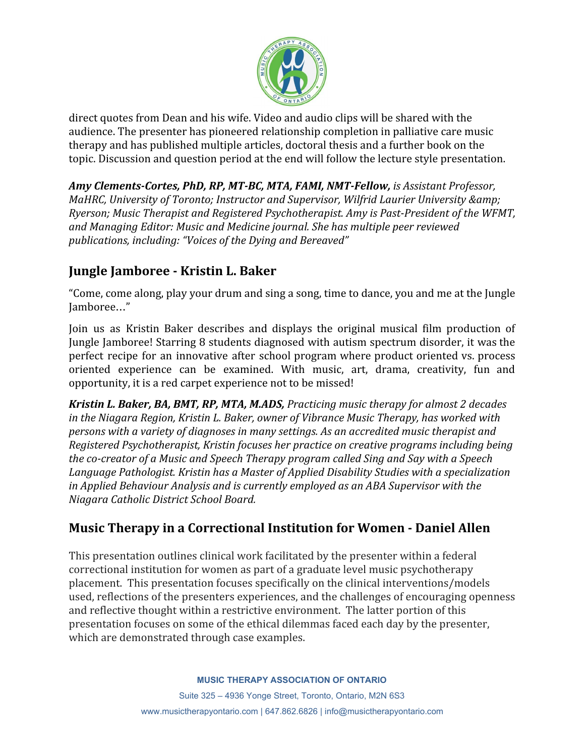direct quotes from Dean and his wife. Video and audio clips will be shared with the audience. The presenter has pioneered relationship completion in palliative care music therapy and has published multiple articles, doctoral thesis and a further book on the topic. Discussion and question period at the end will follow the lecture style presentation.

***Amy Clements-Cortes, PhD, RP, MT-BC, MTA, FAMI, NMT-Fellow,*** *is Assistant Professor, MaHRC, University of Toronto; Instructor and Supervisor, Wilfrid Laurier University &amp; Ryerson; Music Therapist and Registered Psychotherapist. Amy is Past-President of the WFMT, and Managing Editor: Music and Medicine journal. She has multiple peer reviewed publications, including: "Voices of the Dying and Bereaved"*

## Jungle Jamboree - Kristin L. Baker

"Come, come along, play your drum and sing a song, time to dance, you and me at the Jungle Jamboree…"

Join us as Kristin Baker describes and displays the original musical film production of Jungle Jamboree! Starring 8 students diagnosed with autism spectrum disorder, it was the perfect recipe for an innovative after school program where product oriented vs. process oriented experience can be examined. With music, art, drama, creativity, fun and opportunity, it is a red carpet experience not to be missed!

***Kristin L. Baker, BA, BMT, RP, MTA, M.ADS,*** *Practicing music therapy for almost 2 decades in the Niagara Region, Kristin L. Baker, owner of Vibrance Music Therapy, has worked with persons with a variety of diagnoses in many settings. As an accredited music therapist and Registered Psychotherapist, Kristin focuses her practice on creative programs including being the co-creator of a Music and Speech Therapy program called Sing and Say with a Speech Language Pathologist. Kristin has a Master of Applied Disability Studies with a specialization in Applied Behaviour Analysis and is currently employed as an ABA Supervisor with the Niagara Catholic District School Board.*

## Music Therapy in a Correctional Institution for Women - Daniel Allen

This presentation outlines clinical work facilitated by the presenter within a federal correctional institution for women as part of a graduate level music psychotherapy placement. This presentation focuses specifically on the clinical interventions/models used, reflections of the presenters experiences, and the challenges of encouraging openness and reflective thought within a restrictive environment. The latter portion of this presentation focuses on some of the ethical dilemmas faced each day by the presenter, which are demonstrated through case examples.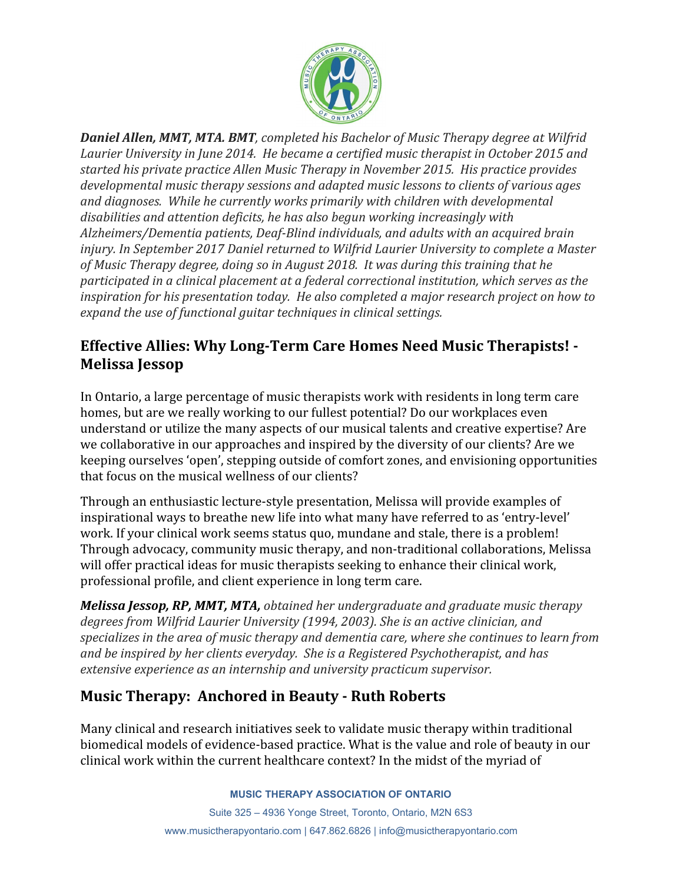***Daniel Allen, MMT, MTA. BMT****, completed his Bachelor of Music Therapy degree at Wilfrid Laurier University in June 2014. He became a certified music therapist in October 2015 and started his private practice Allen Music Therapy in November 2015. His practice provides developmental music therapy sessions and adapted music lessons to clients of various ages and diagnoses. While he currently works primarily with children with developmental disabilities and attention deficits, he has also begun working increasingly with Alzheimers/Dementia patients, Deaf-Blind individuals, and adults with an acquired brain injury. In September 2017 Daniel returned to Wilfrid Laurier University to complete a Master of Music Therapy degree, doing so in August 2018. It was during this training that he participated in a clinical placement at a federal correctional institution, which serves as the inspiration for his presentation today. He also completed a major research project on how to expand the use of functional guitar techniques in clinical settings.*

## Effective Allies: Why Long-Term Care Homes Need Music Therapists! - Melissa Jessop

In Ontario, a large percentage of music therapists work with residents in long term care homes, but are we really working to our fullest potential? Do our workplaces even understand or utilize the many aspects of our musical talents and creative expertise? Are we collaborative in our approaches and inspired by the diversity of our clients? Are we keeping ourselves 'open', stepping outside of comfort zones, and envisioning opportunities that focus on the musical wellness of our clients?

Through an enthusiastic lecture-style presentation, Melissa will provide examples of inspirational ways to breathe new life into what many have referred to as 'entry-level' work. If your clinical work seems status quo, mundane and stale, there is a problem! Through advocacy, community music therapy, and non-traditional collaborations, Melissa will offer practical ideas for music therapists seeking to enhance their clinical work, professional profile, and client experience in long term care.

***Melissa Jessop, RP, MMT, MTA,*** *obtained her undergraduate and graduate music therapy degrees from Wilfrid Laurier University (1994, 2003). She is an active clinician, and specializes in the area of music therapy and dementia care, where she continues to learn from and be inspired by her clients everyday. She is a Registered Psychotherapist, and has extensive experience as an internship and university practicum supervisor.*

## Music Therapy: Anchored in Beauty - Ruth Roberts

Many clinical and research initiatives seek to validate music therapy within traditional biomedical models of evidence-based practice. What is the value and role of beauty in our clinical work within the current healthcare context? In the midst of the myriad of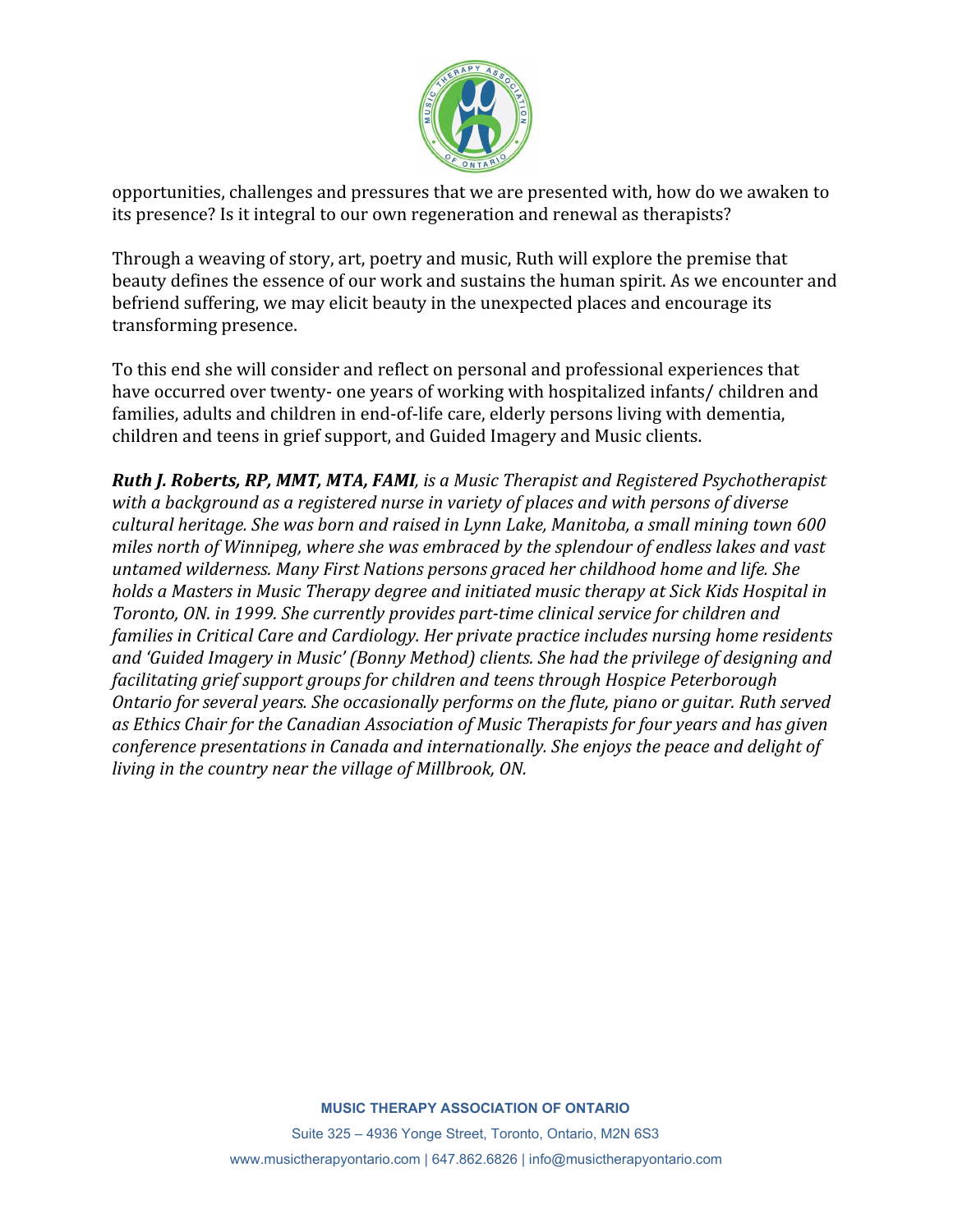opportunities, challenges and pressures that we are presented with, how do we awaken to its presence? Is it integral to our own regeneration and renewal as therapists?

Through a weaving of story, art, poetry and music, Ruth will explore the premise that beauty defines the essence of our work and sustains the human spirit. As we encounter and befriend suffering, we may elicit beauty in the unexpected places and encourage its transforming presence.

To this end she will consider and reflect on personal and professional experiences that have occurred over twenty- one years of working with hospitalized infants/ children and families, adults and children in end-of-life care, elderly persons living with dementia, children and teens in grief support, and Guided Imagery and Music clients.

***Ruth J. Roberts, RP, MMT, MTA, FAMI****, is a Music Therapist and Registered Psychotherapist with a background as a registered nurse in variety of places and with persons of diverse cultural heritage. She was born and raised in Lynn Lake, Manitoba, a small mining town 600 miles north of Winnipeg, where she was embraced by the splendour of endless lakes and vast untamed wilderness. Many First Nations persons graced her childhood home and life. She holds a Masters in Music Therapy degree and initiated music therapy at Sick Kids Hospital in Toronto, ON. in 1999. She currently provides part-time clinical service for children and families in Critical Care and Cardiology. Her private practice includes nursing home residents and 'Guided Imagery in Music' (Bonny Method) clients. She had the privilege of designing and facilitating grief support groups for children and teens through Hospice Peterborough Ontario for several years. She occasionally performs on the flute, piano or guitar. Ruth served as Ethics Chair for the Canadian Association of Music Therapists for four years and has given conference presentations in Canada and internationally. She enjoys the peace and delight of living in the country near the village of Millbrook, ON.*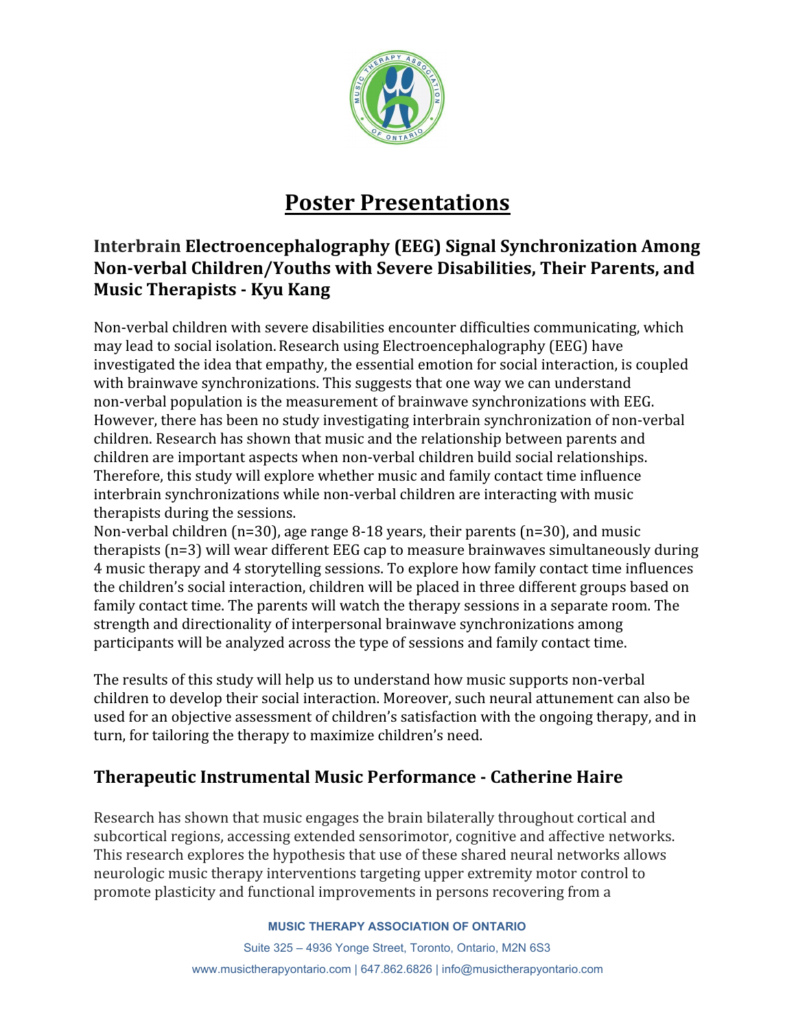# Poster Presentations

## Interbrain Electroencephalography (EEG) Signal Synchronization Among Non-verbal Children/Youths with Severe Disabilities, Their Parents, and Music Therapists - Kyu Kang

Non-verbal children with severe disabilities encounter difficulties communicating, which may lead to social isolation. Research using Electroencephalography (EEG) have investigated the idea that empathy, the essential emotion for social interaction, is coupled with brainwave synchronizations. This suggests that one way we can understand non-verbal population is the measurement of brainwave synchronizations with EEG. However, there has been no study investigating interbrain synchronization of non-verbal children. Research has shown that music and the relationship between parents and children are important aspects when non-verbal children build social relationships. Therefore, this study will explore whether music and family contact time influence interbrain synchronizations while non-verbal children are interacting with music therapists during the sessions.
Non-verbal children (n=30), age range 8-18 years, their parents (n=30), and music therapists (n=3) will wear different EEG cap to measure brainwaves simultaneously during 4 music therapy and 4 storytelling sessions. To explore how family contact time influences the children's social interaction, children will be placed in three different groups based on family contact time. The parents will watch the therapy sessions in a separate room. The strength and directionality of interpersonal brainwave synchronizations among participants will be analyzed across the type of sessions and family contact time.

The results of this study will help us to understand how music supports non-verbal children to develop their social interaction. Moreover, such neural attunement can also be used for an objective assessment of children's satisfaction with the ongoing therapy, and in turn, for tailoring the therapy to maximize children's need.

## Therapeutic Instrumental Music Performance - Catherine Haire

Research has shown that music engages the brain bilaterally throughout cortical and subcortical regions, accessing extended sensorimotor, cognitive and affective networks. This research explores the hypothesis that use of these shared neural networks allows neurologic music therapy interventions targeting upper extremity motor control to promote plasticity and functional improvements in persons recovering from a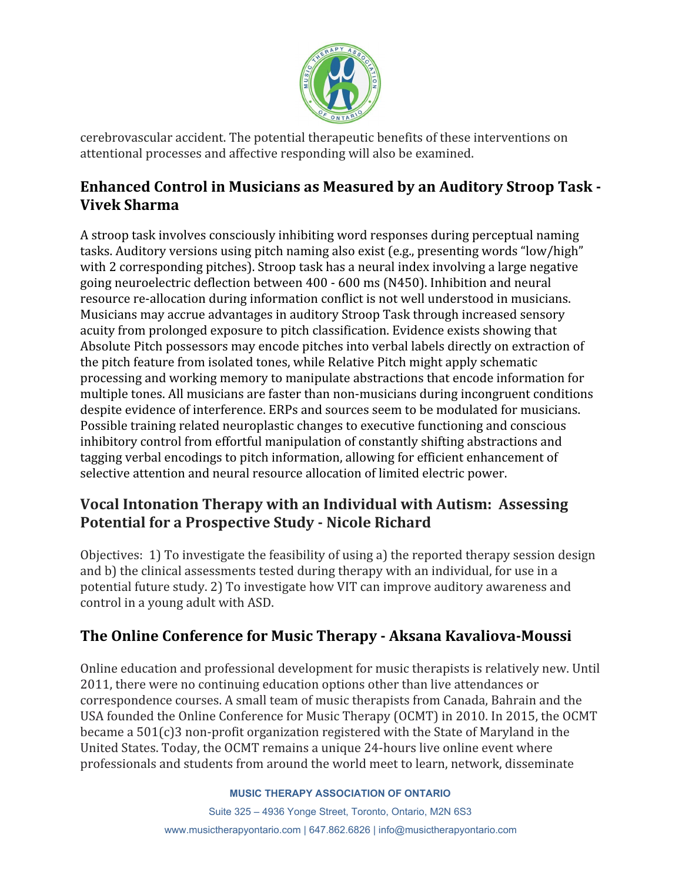cerebrovascular accident. The potential therapeutic benefits of these interventions on attentional processes and affective responding will also be examined.

## Enhanced Control in Musicians as Measured by an Auditory Stroop Task - Vivek Sharma

A stroop task involves consciously inhibiting word responses during perceptual naming tasks. Auditory versions using pitch naming also exist (e.g., presenting words "low/high" with 2 corresponding pitches). Stroop task has a neural index involving a large negative going neuroelectric deflection between 400 - 600 ms (N450). Inhibition and neural resource re-allocation during information conflict is not well understood in musicians. Musicians may accrue advantages in auditory Stroop Task through increased sensory acuity from prolonged exposure to pitch classification. Evidence exists showing that Absolute Pitch possessors may encode pitches into verbal labels directly on extraction of the pitch feature from isolated tones, while Relative Pitch might apply schematic processing and working memory to manipulate abstractions that encode information for multiple tones. All musicians are faster than non-musicians during incongruent conditions despite evidence of interference. ERPs and sources seem to be modulated for musicians. Possible training related neuroplastic changes to executive functioning and conscious inhibitory control from effortful manipulation of constantly shifting abstractions and tagging verbal encodings to pitch information, allowing for efficient enhancement of selective attention and neural resource allocation of limited electric power.

## Vocal Intonation Therapy with an Individual with Autism: Assessing Potential for a Prospective Study - Nicole Richard

Objectives: 1) To investigate the feasibility of using a) the reported therapy session design and b) the clinical assessments tested during therapy with an individual, for use in a potential future study. 2) To investigate how VIT can improve auditory awareness and control in a young adult with ASD.

## The Online Conference for Music Therapy - Aksana Kavaliova-Moussi

Online education and professional development for music therapists is relatively new. Until 2011, there were no continuing education options other than live attendances or correspondence courses. A small team of music therapists from Canada, Bahrain and the USA founded the Online Conference for Music Therapy (OCMT) in 2010. In 2015, the OCMT became a 501(c)3 non-profit organization registered with the State of Maryland in the United States. Today, the OCMT remains a unique 24-hours live online event where professionals and students from around the world meet to learn, network, disseminate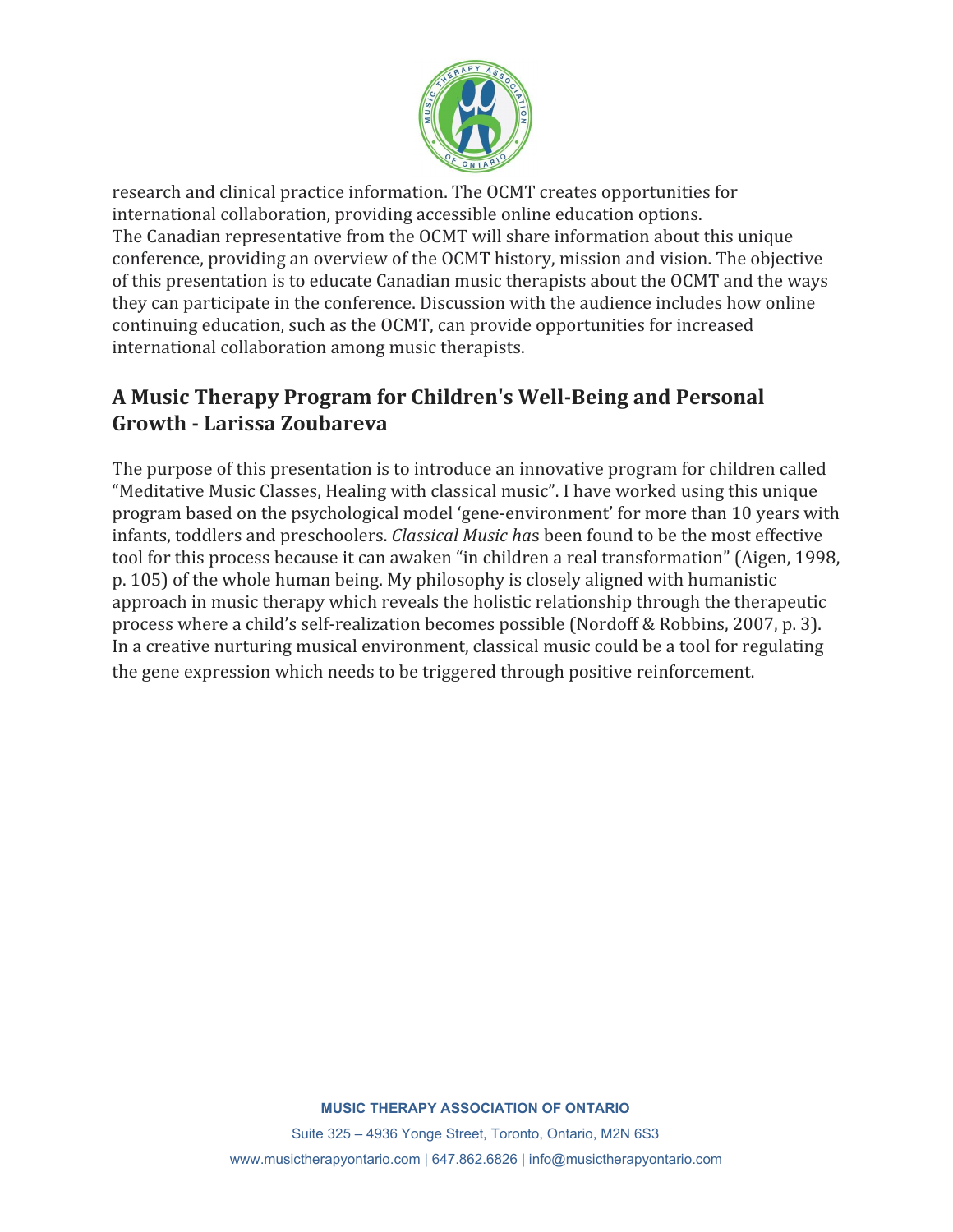research and clinical practice information. The OCMT creates opportunities for international collaboration, providing accessible online education options.
The Canadian representative from the OCMT will share information about this unique conference, providing an overview of the OCMT history, mission and vision. The objective of this presentation is to educate Canadian music therapists about the OCMT and the ways they can participate in the conference. Discussion with the audience includes how online continuing education, such as the OCMT, can provide opportunities for increased international collaboration among music therapists.

## A Music Therapy Program for Children's Well-Being and Personal Growth - Larissa Zoubareva

The purpose of this presentation is to introduce an innovative program for children called "Meditative Music Classes, Healing with classical music". I have worked using this unique program based on the psychological model 'gene-environment' for more than 10 years with infants, toddlers and preschoolers. *Classical Music ha*s been found to be the most effective tool for this process because it can awaken "in children a real transformation" (Aigen, 1998, p. 105) of the whole human being. My philosophy is closely aligned with humanistic approach in music therapy which reveals the holistic relationship through the therapeutic process where a child's self-realization becomes possible (Nordoff & Robbins, 2007, p. 3). In a creative nurturing musical environment, classical music could be a tool for regulating the gene expression which needs to be triggered through positive reinforcement.